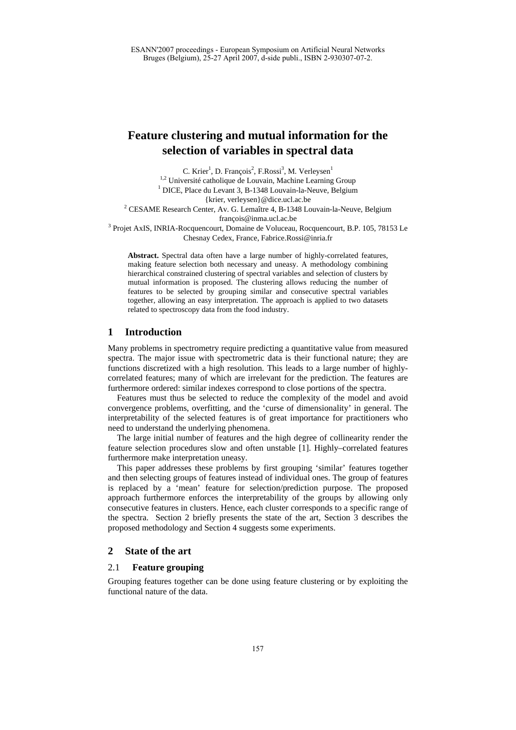# Feature clustering and mutual information for the selection of variables in spectral data

C. Krier[1], D. François[2], F.Rossi[3], M. Verleysen[1]

[1,2] Université catholique de Louvain, Machine Learning Group
[1] DICE, Place du Levant 3, B-1348 Louvain-la-Neuve, Belgium
{krier, verleysen}@dice.ucl.ac.be
[2] CESAME Research Center, Av. G. Lemaître 4, B-1348 Louvain-la-Neuve, Belgium
françois@inma.ucl.ac.be
[3] Projet AxIS, INRIA-Rocquencourt, Domaine de Voluceau, Rocquencourt, B.P. 105, 78153 Le Chesnay Cedex, France, Fabrice.Rossi@inria.fr

**Abstract.** Spectral data often have a large number of highly-correlated features, making feature selection both necessary and uneasy. A methodology combining hierarchical constrained clustering of spectral variables and selection of clusters by mutual information is proposed. The clustering allows reducing the number of features to be selected by grouping similar and consecutive spectral variables together, allowing an easy interpretation. The approach is applied to two datasets related to spectroscopy data from the food industry.

## 1 Introduction

Many problems in spectrometry require predicting a quantitative value from measured spectra. The major issue with spectrometric data is their functional nature; they are functions discretized with a high resolution. This leads to a large number of highly-correlated features; many of which are irrelevant for the prediction. The features are furthermore ordered: similar indexes correspond to close portions of the spectra.

Features must thus be selected to reduce the complexity of the model and avoid convergence problems, overfitting, and the 'curse of dimensionality' in general. The interpretability of the selected features is of great importance for practitioners who need to understand the underlying phenomena.

The large initial number of features and the high degree of collinearity render the feature selection procedures slow and often unstable [1]. Highly–correlated features furthermore make interpretation uneasy.

This paper addresses these problems by first grouping 'similar' features together and then selecting groups of features instead of individual ones. The group of features is replaced by a 'mean' feature for selection/prediction purpose. The proposed approach furthermore enforces the interpretability of the groups by allowing only consecutive features in clusters. Hence, each cluster corresponds to a specific range of the spectra. Section 2 briefly presents the state of the art, Section 3 describes the proposed methodology and Section 4 suggests some experiments.

## 2 State of the art

### 2.1 Feature grouping

Grouping features together can be done using feature clustering or by exploiting the functional nature of the data.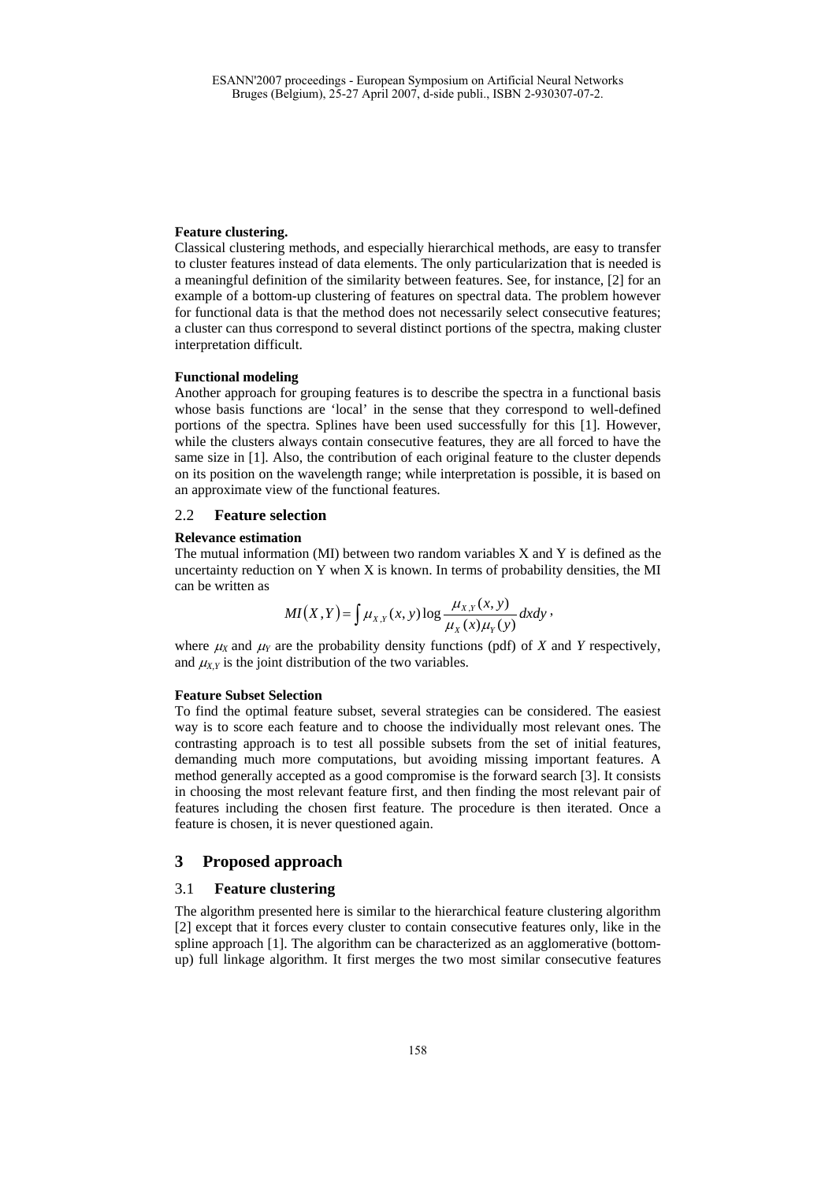**Feature clustering.**
Classical clustering methods, and especially hierarchical methods, are easy to transfer to cluster features instead of data elements. The only particularization that is needed is a meaningful definition of the similarity between features. See, for instance, [2] for an example of a bottom-up clustering of features on spectral data. The problem however for functional data is that the method does not necessarily select consecutive features; a cluster can thus correspond to several distinct portions of the spectra, making cluster interpretation difficult.

**Functional modeling**
Another approach for grouping features is to describe the spectra in a functional basis whose basis functions are 'local' in the sense that they correspond to well-defined portions of the spectra. Splines have been used successfully for this [1]. However, while the clusters always contain consecutive features, they are all forced to have the same size in [1]. Also, the contribution of each original feature to the cluster depends on its position on the wavelength range; while interpretation is possible, it is based on an approximate view of the functional features.

### 2.2 Feature selection

**Relevance estimation**
The mutual information (MI) between two random variables X and Y is defined as the uncertainty reduction on Y when X is known. In terms of probability densities, the MI can be written as

$$MI(X,Y) = \int \mu_{X,Y}(x,y) \log \frac{\mu_{X,Y}(x,y)}{\mu_X(x)\mu_Y(y)} dxdy,$$

where $\mu_X$ and $\mu_Y$ are the probability density functions (pdf) of *X* and *Y* respectively, and $\mu_{X,Y}$ is the joint distribution of the two variables.

**Feature Subset Selection**
To find the optimal feature subset, several strategies can be considered. The easiest way is to score each feature and to choose the individually most relevant ones. The contrasting approach is to test all possible subsets from the set of initial features, demanding much more computations, but avoiding missing important features. A method generally accepted as a good compromise is the forward search [3]. It consists in choosing the most relevant feature first, and then finding the most relevant pair of features including the chosen first feature. The procedure is then iterated. Once a feature is chosen, it is never questioned again.

## 3 Proposed approach

### 3.1 Feature clustering

The algorithm presented here is similar to the hierarchical feature clustering algorithm [2] except that it forces every cluster to contain consecutive features only, like in the spline approach [1]. The algorithm can be characterized as an agglomerative (bottom-up) full linkage algorithm. It first merges the two most similar consecutive features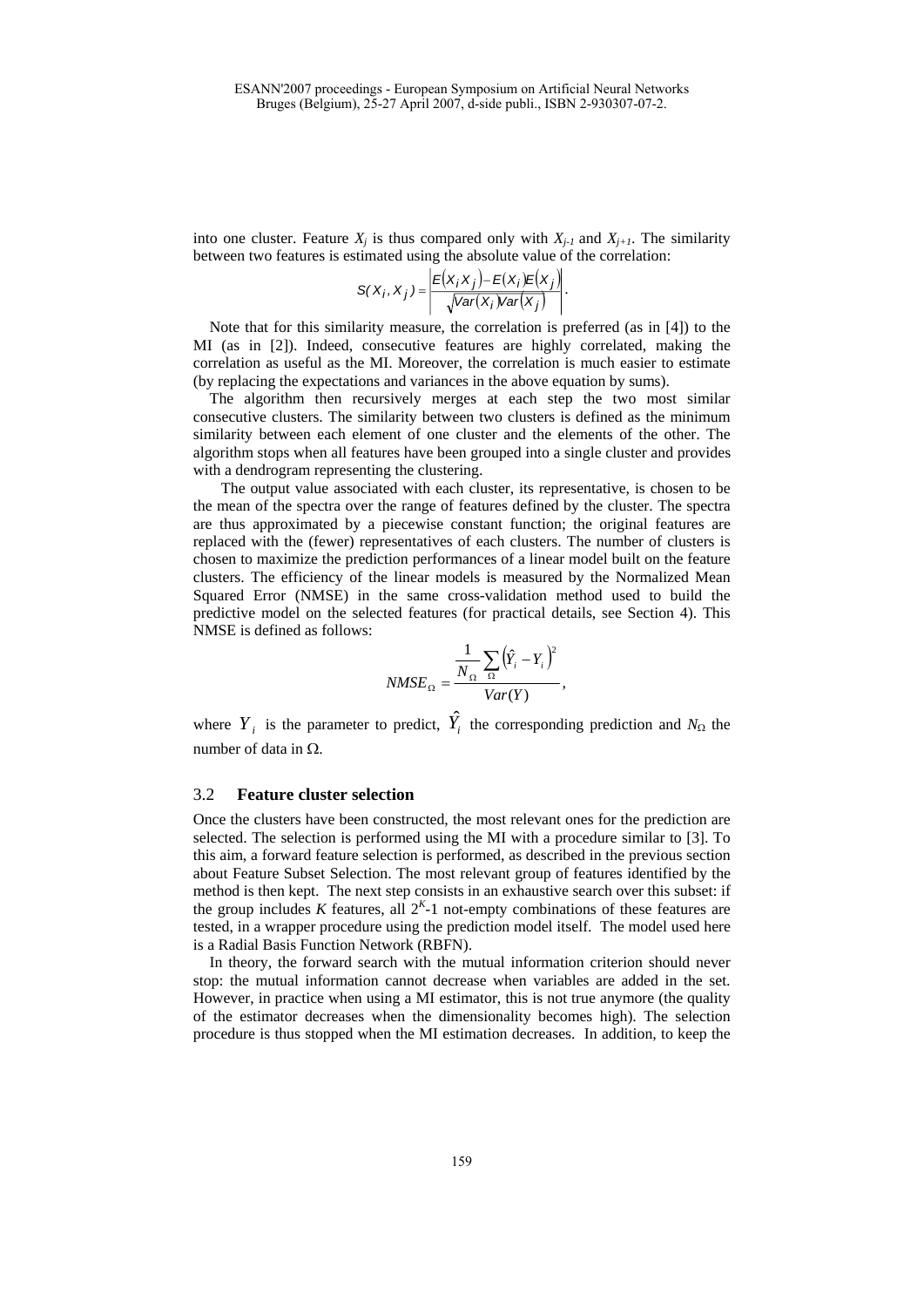into one cluster. Feature $X_j$ is thus compared only with $X_{j-1}$ and $X_{j+1}$. The similarity between two features is estimated using the absolute value of the correlation:

$$S(X_i, X_j) = \left| \frac{E(X_i X_j) - E(X_i)E(X_j)}{\sqrt{Var(X_i)Var(X_j)}} \right|.$$

Note that for this similarity measure, the correlation is preferred (as in [4]) to the MI (as in [2]). Indeed, consecutive features are highly correlated, making the correlation as useful as the MI. Moreover, the correlation is much easier to estimate (by replacing the expectations and variances in the above equation by sums).

The algorithm then recursively merges at each step the two most similar consecutive clusters. The similarity between two clusters is defined as the minimum similarity between each element of one cluster and the elements of the other. The algorithm stops when all features have been grouped into a single cluster and provides with a dendrogram representing the clustering.

The output value associated with each cluster, its representative, is chosen to be the mean of the spectra over the range of features defined by the cluster. The spectra are thus approximated by a piecewise constant function; the original features are replaced with the (fewer) representatives of each clusters. The number of clusters is chosen to maximize the prediction performances of a linear model built on the feature clusters. The efficiency of the linear models is measured by the Normalized Mean Squared Error (NMSE) in the same cross-validation method used to build the predictive model on the selected features (for practical details, see Section 4). This NMSE is defined as follows:

$$NMSE_{\Omega} = \frac{\frac{1}{N_{\Omega}} \sum_{\Omega} \left( \hat{Y}_i - Y_i \right)^2}{Var(Y)},$$

where $Y_i$ is the parameter to predict, $\hat{Y}_i$ the corresponding prediction and $N_{\Omega}$ the number of data in $\Omega$.

### 3.2 Feature cluster selection

Once the clusters have been constructed, the most relevant ones for the prediction are selected. The selection is performed using the MI with a procedure similar to [3]. To this aim, a forward feature selection is performed, as described in the previous section about Feature Subset Selection. The most relevant group of features identified by the method is then kept. The next step consists in an exhaustive search over this subset: if the group includes $K$ features, all $2^K$-1 not-empty combinations of these features are tested, in a wrapper procedure using the prediction model itself. The model used here is a Radial Basis Function Network (RBFN).

In theory, the forward search with the mutual information criterion should never stop: the mutual information cannot decrease when variables are added in the set. However, in practice when using a MI estimator, this is not true anymore (the quality of the estimator decreases when the dimensionality becomes high). The selection procedure is thus stopped when the MI estimation decreases. In addition, to keep the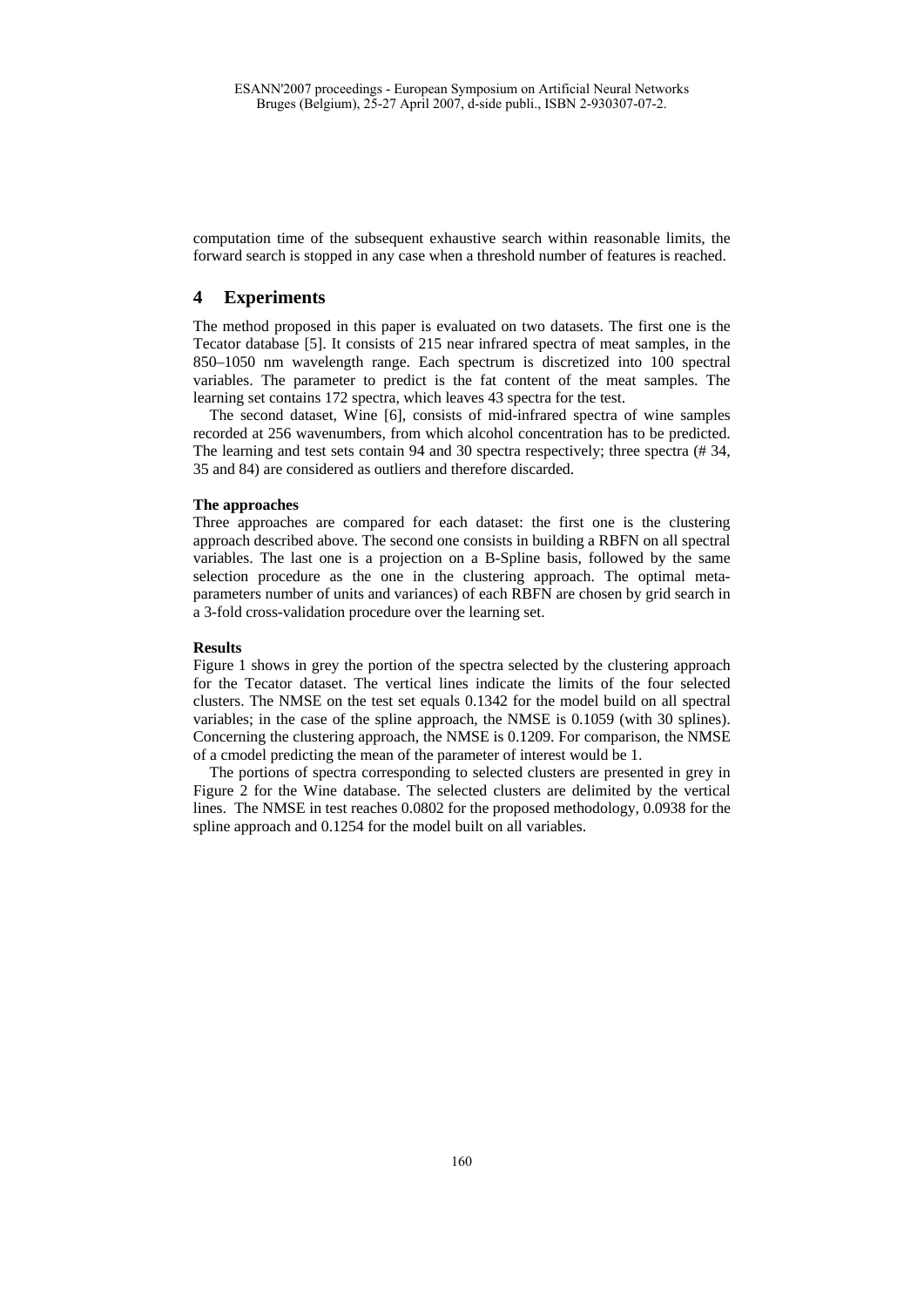computation time of the subsequent exhaustive search within reasonable limits, the forward search is stopped in any case when a threshold number of features is reached.

## 4 Experiments

The method proposed in this paper is evaluated on two datasets. The first one is the Tecator database [5]. It consists of 215 near infrared spectra of meat samples, in the 850–1050 nm wavelength range. Each spectrum is discretized into 100 spectral variables. The parameter to predict is the fat content of the meat samples. The learning set contains 172 spectra, which leaves 43 spectra for the test.

The second dataset, Wine [6], consists of mid-infrared spectra of wine samples recorded at 256 wavenumbers, from which alcohol concentration has to be predicted. The learning and test sets contain 94 and 30 spectra respectively; three spectra (# 34, 35 and 84) are considered as outliers and therefore discarded.

**The approaches**

Three approaches are compared for each dataset: the first one is the clustering approach described above. The second one consists in building a RBFN on all spectral variables. The last one is a projection on a B-Spline basis, followed by the same selection procedure as the one in the clustering approach. The optimal meta-parameters number of units and variances) of each RBFN are chosen by grid search in a 3-fold cross-validation procedure over the learning set.

**Results**

Figure 1 shows in grey the portion of the spectra selected by the clustering approach for the Tecator dataset. The vertical lines indicate the limits of the four selected clusters. The NMSE on the test set equals 0.1342 for the model build on all spectral variables; in the case of the spline approach, the NMSE is 0.1059 (with 30 splines). Concerning the clustering approach, the NMSE is 0.1209. For comparison, the NMSE of a cmodel predicting the mean of the parameter of interest would be 1.

The portions of spectra corresponding to selected clusters are presented in grey in Figure 2 for the Wine database. The selected clusters are delimited by the vertical lines. The NMSE in test reaches 0.0802 for the proposed methodology, 0.0938 for the spline approach and 0.1254 for the model built on all variables.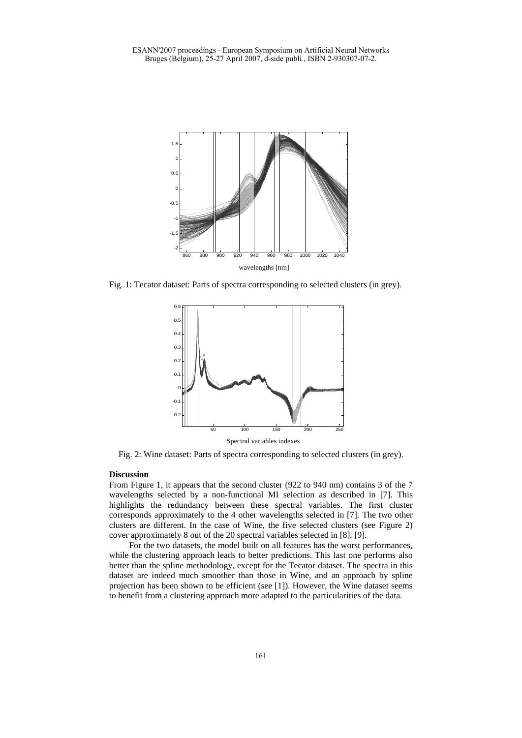Fig. 1: Tecator dataset: Parts of spectra corresponding to selected clusters (in grey).

Fig. 2: Wine dataset: Parts of spectra corresponding to selected clusters (in grey).

**Discussion**

From Figure 1, it appears that the second cluster (922 to 940 nm) contains 3 of the 7 wavelengths selected by a non-functional MI selection as described in [7]. This highlights the redundancy between these spectral variables. The first cluster corresponds approximately to the 4 other wavelengths selected in [7]. The two other clusters are different. In the case of Wine, the five selected clusters (see Figure 2) cover approximately 8 out of the 20 spectral variables selected in [8], [9].

For the two datasets, the model built on all features has the worst performances, while the clustering approach leads to better predictions. This last one performs also better than the spline methodology, except for the Tecator dataset. The spectra in this dataset are indeed much smoother than those in Wine, and an approach by spline projection has been shown to be efficient (see [1]). However, the Wine dataset seems to benefit from a clustering approach more adapted to the particularities of the data.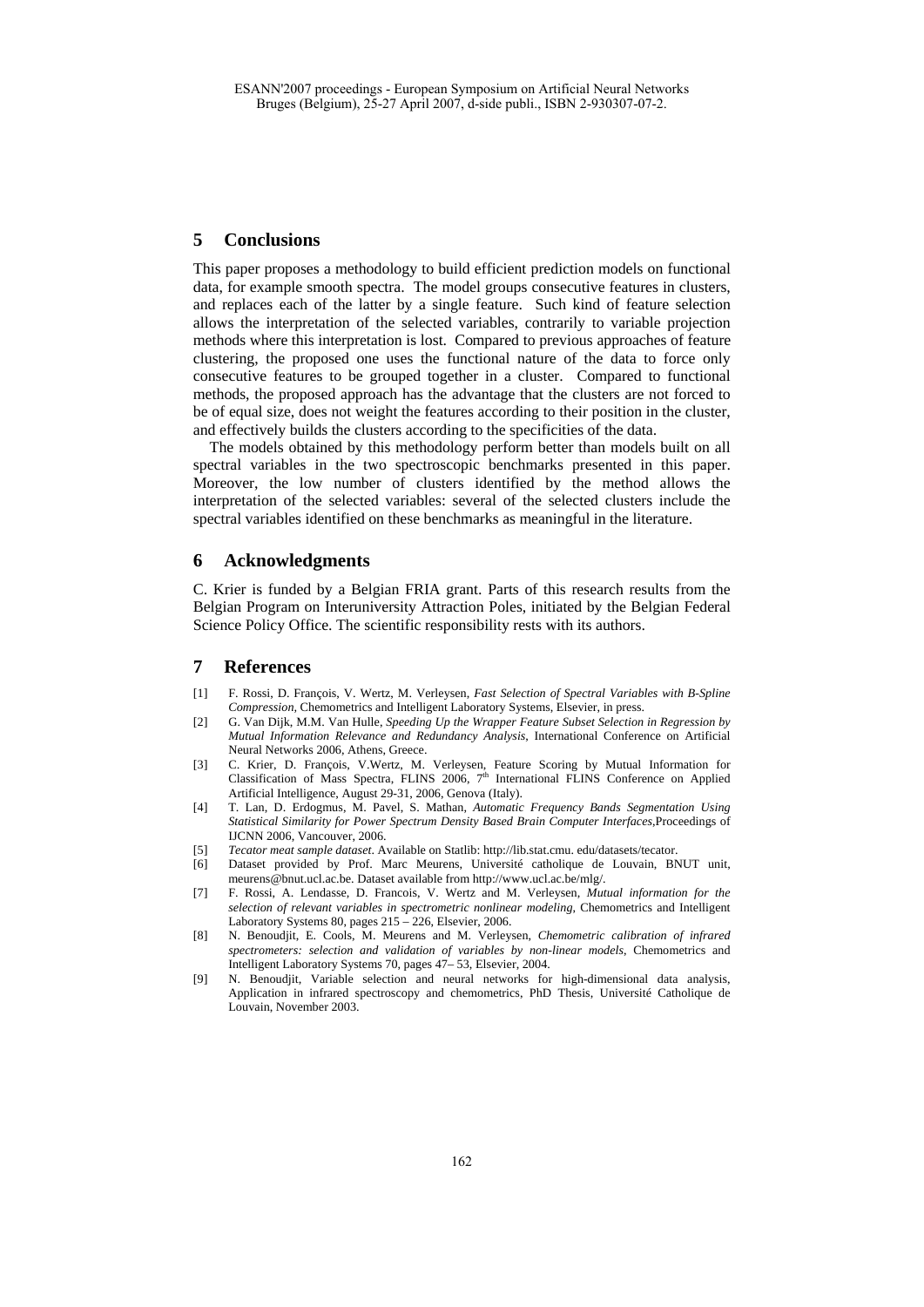## 5 Conclusions

This paper proposes a methodology to build efficient prediction models on functional data, for example smooth spectra. The model groups consecutive features in clusters, and replaces each of the latter by a single feature. Such kind of feature selection allows the interpretation of the selected variables, contrarily to variable projection methods where this interpretation is lost. Compared to previous approaches of feature clustering, the proposed one uses the functional nature of the data to force only consecutive features to be grouped together in a cluster. Compared to functional methods, the proposed approach has the advantage that the clusters are not forced to be of equal size, does not weight the features according to their position in the cluster, and effectively builds the clusters according to the specificities of the data.

The models obtained by this methodology perform better than models built on all spectral variables in the two spectroscopic benchmarks presented in this paper. Moreover, the low number of clusters identified by the method allows the interpretation of the selected variables: several of the selected clusters include the spectral variables identified on these benchmarks as meaningful in the literature.

## 6 Acknowledgments

C. Krier is funded by a Belgian FRIA grant. Parts of this research results from the Belgian Program on Interuniversity Attraction Poles, initiated by the Belgian Federal Science Policy Office. The scientific responsibility rests with its authors.

## 7 References

[1] F. Rossi, D. François, V. Wertz, M. Verleysen, *Fast Selection of Spectral Variables with B-Spline Compression*, Chemometrics and Intelligent Laboratory Systems, Elsevier, in press.

[2] G. Van Dijk, M.M. Van Hulle, *Speeding Up the Wrapper Feature Subset Selection in Regression by Mutual Information Relevance and Redundancy Analysis*, International Conference on Artificial Neural Networks 2006, Athens, Greece.

[3] C. Krier, D. François, V.Wertz, M. Verleysen, Feature Scoring by Mutual Information for Classification of Mass Spectra, FLINS 2006, 7th International FLINS Conference on Applied Artificial Intelligence, August 29-31, 2006, Genova (Italy).

[4] T. Lan, D. Erdogmus, M. Pavel, S. Mathan, *Automatic Frequency Bands Segmentation Using Statistical Similarity for Power Spectrum Density Based Brain Computer Interfaces*,Proceedings of IJCNN 2006, Vancouver, 2006.

[5] *Tecator meat sample dataset*. Available on Statlib: http://lib.stat.cmu. edu/datasets/tecator.

[6] Dataset provided by Prof. Marc Meurens, Université catholique de Louvain, BNUT unit, meurens@bnut.ucl.ac.be. Dataset available from http://www.ucl.ac.be/mlg/.

[7] F. Rossi, A. Lendasse, D. Francois, V. Wertz and M. Verleysen, *Mutual information for the selection of relevant variables in spectrometric nonlinear modeling*, Chemometrics and Intelligent Laboratory Systems 80, pages 215 – 226, Elsevier, 2006.

[8] N. Benoudjit, E. Cools, M. Meurens and M. Verleysen, *Chemometric calibration of infrared spectrometers: selection and validation of variables by non-linear models*, Chemometrics and Intelligent Laboratory Systems 70, pages 47– 53, Elsevier, 2004.

[9] N. Benoudjit, Variable selection and neural networks for high-dimensional data analysis, Application in infrared spectroscopy and chemometrics, PhD Thesis, Université Catholique de Louvain, November 2003.